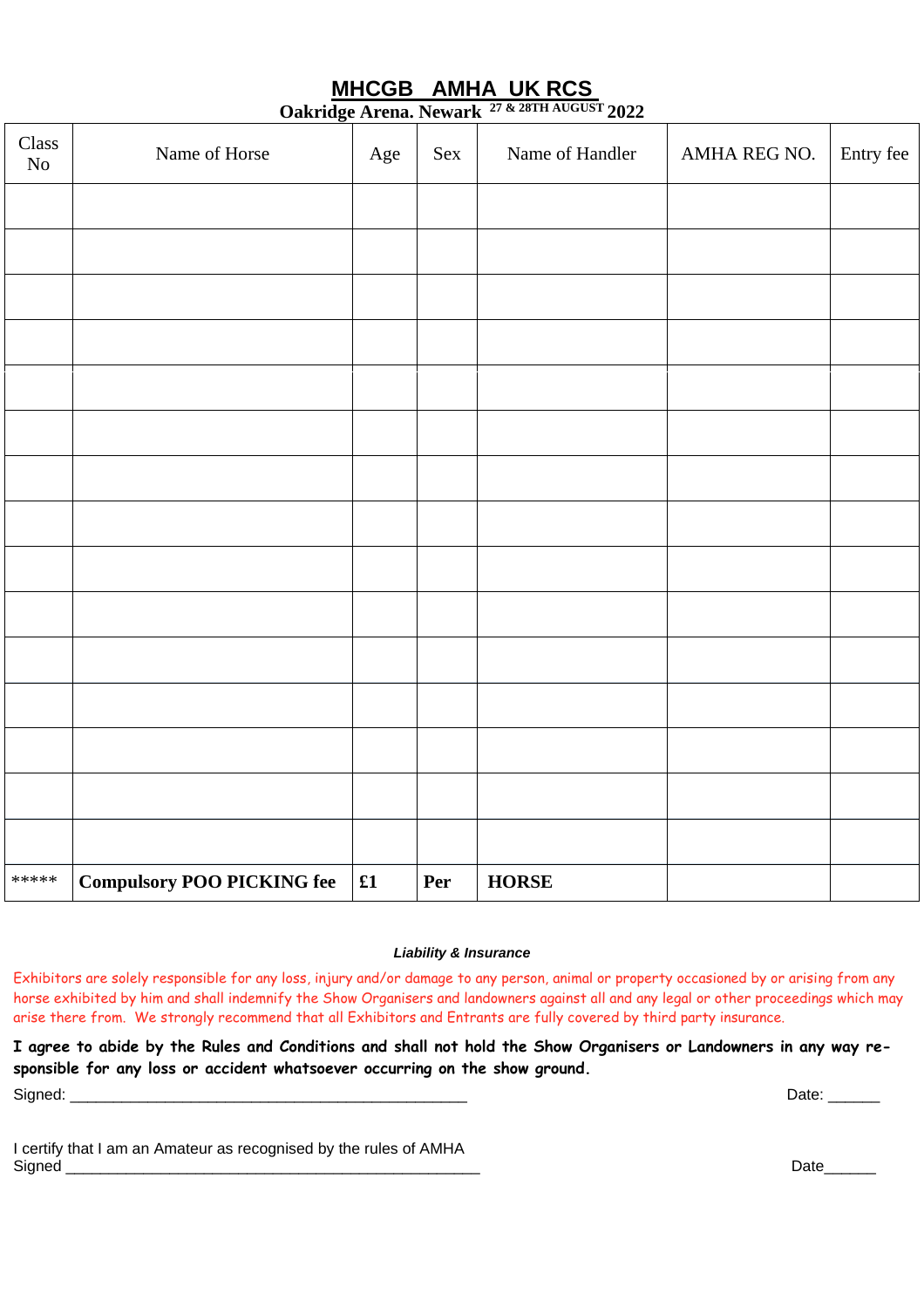# MHCGB AMHA UK RCS

**Oakridge Arena. Newark 27 & 28TH AUGUST 2022**

| Class No | Name of Horse | Age | Sex | Name of Handler | AMHA REG NO. | Entry fee |
|---|---|---|---|---|---|---|
| | | | | | | |
| | | | | | | |
| | | | | | | |
| | | | | | | |
| | | | | | | |
| | | | | | | |
| | | | | | | |
| | | | | | | |
| | | | | | | |
| | | | | | | |
| | | | | | | |
| | | | | | | |
| | | | | | | |
| | | | | | | |
| | | | | | | |
| ***** | **Compulsory POO PICKING fee** | **£1** | **Per** | **HORSE** | | |

***Liability & Insurance***

Exhibitors are solely responsible for any loss, injury and/or damage to any person, animal or property occasioned by or arising from any horse exhibited by him and shall indemnify the Show Organisers and landowners against all and any legal or other proceedings which may arise there from. We strongly recommend that all Exhibitors and Entrants are fully covered by third party insurance.

**I agree to abide by the Rules and Conditions and shall not hold the Show Organisers or Landowners in any way responsible for any loss or accident whatsoever occurring on the show ground.**

Signed: _______________________________________________ Date: ______

I certify that I am an Amateur as recognised by the rules of AMHA

Signed _________________________________________________ Date______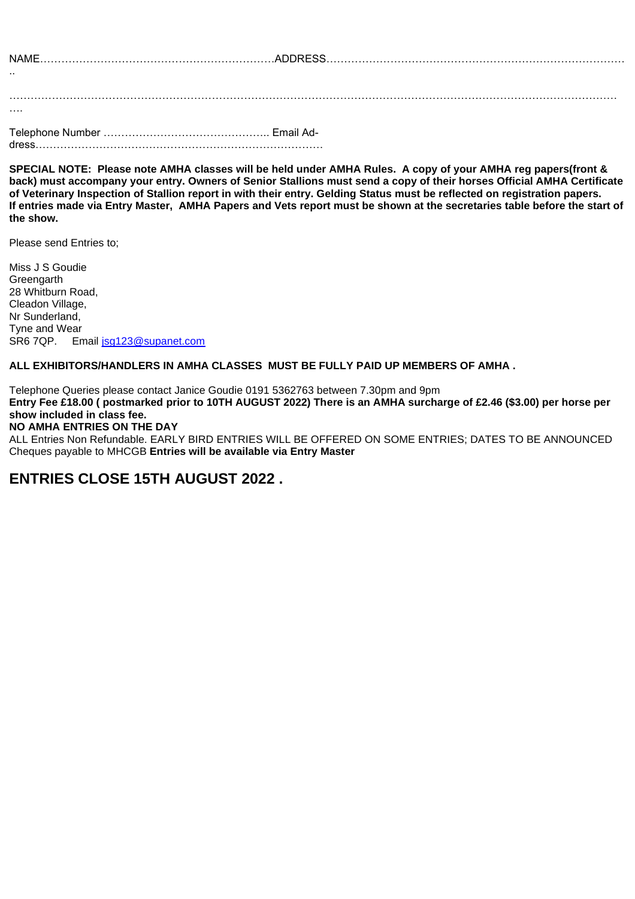NAME…………………………………………………………ADDRESS……………………………………………………………………………..

………………………………………………………………………………………………………………………………………………….

Telephone Number ……………………………………….. Email Address……………………………………………………………………

**SPECIAL NOTE: Please note AMHA classes will be held under AMHA Rules. A copy of your AMHA reg papers(front & back) must accompany your entry. Owners of Senior Stallions must send a copy of their horses Official AMHA Certificate of Veterinary Inspection of Stallion report in with their entry. Gelding Status must be reflected on registration papers. If entries made via Entry Master, AMHA Papers and Vets report must be shown at the secretaries table before the start of the show.**

Please send Entries to;

Miss J S Goudie
Greengarth
28 Whitburn Road,
Cleadon Village,
Nr Sunderland,
Tyne and Wear
SR6 7QP. Email jsg123@supanet.com

**ALL EXHIBITORS/HANDLERS IN AMHA CLASSES MUST BE FULLY PAID UP MEMBERS OF AMHA .**

Telephone Queries please contact Janice Goudie 0191 5362763 between 7.30pm and 9pm
**Entry Fee £18.00 ( postmarked prior to 10TH AUGUST 2022) There is an AMHA surcharge of £2.46 ($3.00) per horse per show included in class fee.**
**NO AMHA ENTRIES ON THE DAY**
ALL Entries Non Refundable. EARLY BIRD ENTRIES WILL BE OFFERED ON SOME ENTRIES; DATES TO BE ANNOUNCED
Cheques payable to MHCGB **Entries will be available via Entry Master**

## ENTRIES CLOSE 15TH AUGUST 2022 .